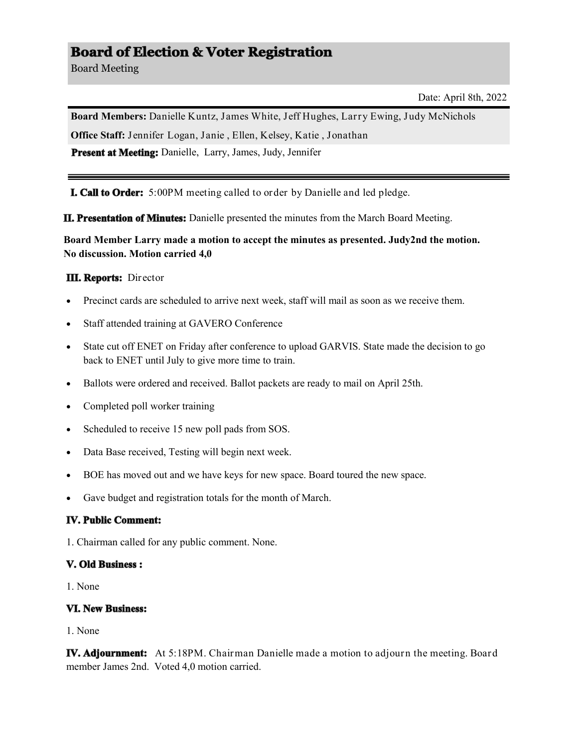# Board of Election & Voter Registration

Board Meeting

Date: April 8th, 2022

**Board Members:** Danielle Kuntz, James White, Jeff Hughes, Larry Ewing, Judy McNichols

**Office Staff:** Jennifer Logan, Janie , Ellen, Kelsey, Katie , Jonathan

**Present at Meeting:** Danielle, Larry, James, Judy, Jennifer

---

**I. Call to Order:** 5:00PM meeting called to order by Danielle and led pledge.

**II. Presentation of Minutes:** Danielle presented the minutes from the March Board Meeting.

**Board Member Larry made a motion to accept the minutes as presented. Judy2nd the motion. No discussion. Motion carried 4,0**

**III. Reports:** Director

- Precinct cards are scheduled to arrive next week, staff will mail as soon as we receive them.
- Staff attended training at GAVERO Conference
- State cut off ENET on Friday after conference to upload GARVIS. State made the decision to go back to ENET until July to give more time to train.
- Ballots were ordered and received. Ballot packets are ready to mail on April 25th.
- Completed poll worker training
- Scheduled to receive 15 new poll pads from SOS.
- Data Base received, Testing will begin next week.
- BOE has moved out and we have keys for new space. Board toured the new space.
- Gave budget and registration totals for the month of March.

**IV. Public Comment:**

1. Chairman called for any public comment. None.

**V. Old Business :**

1. None

**VI. New Business:**

1. None

**IV. Adjournment:** At 5:18PM. Chairman Danielle made a motion to adjourn the meeting. Board member James 2nd. Voted 4,0 motion carried.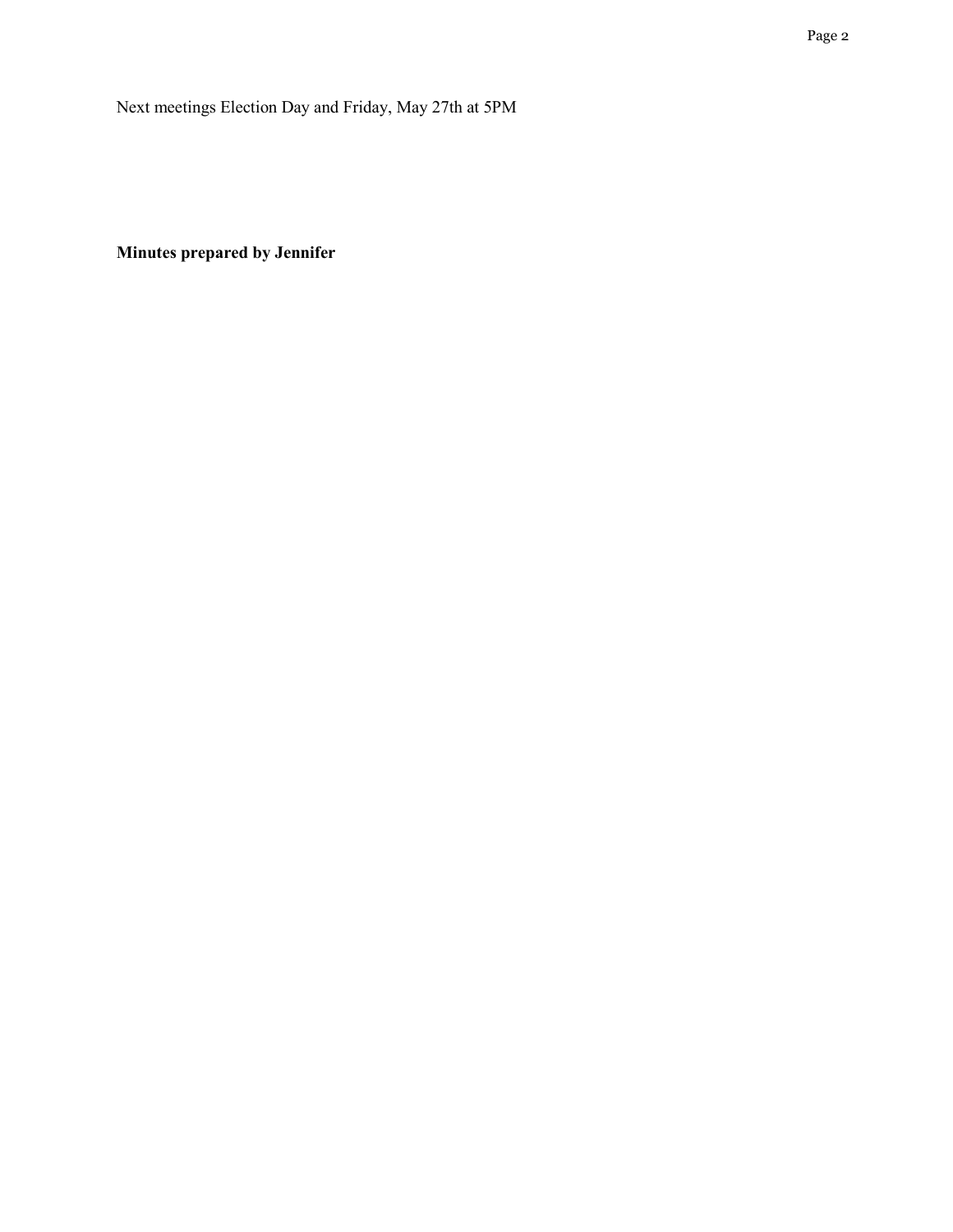Next meetings Election Day and Friday, May 27th at 5PM

**Minutes prepared by Jennifer**